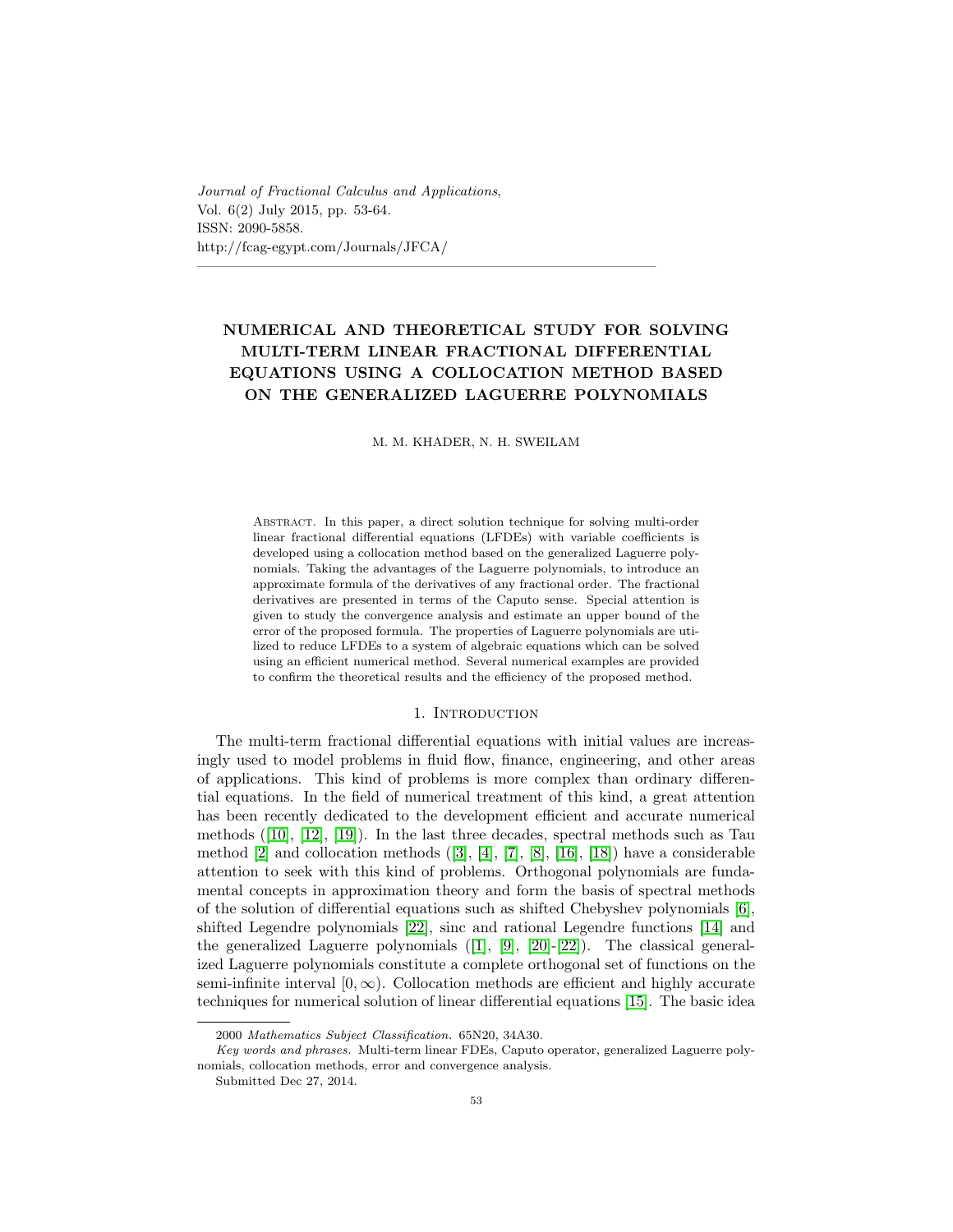# NUMERICAL AND THEORETICAL STUDY FOR SOLVING MULTI-TERM LINEAR FRACTIONAL DIFFERENTIAL EQUATIONS USING A COLLOCATION METHOD BASED ON THE GENERALIZED LAGUERRE POLYNOMIALS

M. M. KHADER, N. H. SWEILAM

Abstract. In this paper, a direct solution technique for solving multi-order linear fractional differential equations (LFDEs) with variable coefficients is developed using a collocation method based on the generalized Laguerre polynomials. Taking the advantages of the Laguerre polynomials, to introduce an approximate formula of the derivatives of any fractional order. The fractional derivatives are presented in terms of the Caputo sense. Special attention is given to study the convergence analysis and estimate an upper bound of the error of the proposed formula. The properties of Laguerre polynomials are utilized to reduce LFDEs to a system of algebraic equations which can be solved using an efficient numerical method. Several numerical examples are provided to confirm the theoretical results and the efficiency of the proposed method.

## 1. Introduction

The multi-term fractional differential equations with initial values are increasingly used to model problems in fluid flow, finance, engineering, and other areas of applications. This kind of problems is more complex than ordinary differential equations. In the field of numerical treatment of this kind, a great attention has been recently dedicated to the development efficient and accurate numerical methods ([10], [12], [19]). In the last three decades, spectral methods such as Tau method [2] and collocation methods ([3], [4], [7], [8], [16], [18]) have a considerable attention to seek with this kind of problems. Orthogonal polynomials are fundamental concepts in approximation theory and form the basis of spectral methods of the solution of differential equations such as shifted Chebyshev polynomials [6], shifted Legendre polynomials [22], sinc and rational Legendre functions [14] and the generalized Laguerre polynomials ([1], [9], [20]-[22]). The classical generalized Laguerre polynomials constitute a complete orthogonal set of functions on the semi-infinite interval $[0, \infty)$. Collocation methods are efficient and highly accurate techniques for numerical solution of linear differential equations [15]. The basic idea

2000 *Mathematics Subject Classification.* 65N20, 34A30.

*Key words and phrases.* Multi-term linear FDEs, Caputo operator, generalized Laguerre polynomials, collocation methods, error and convergence analysis.

Submitted Dec 27, 2014.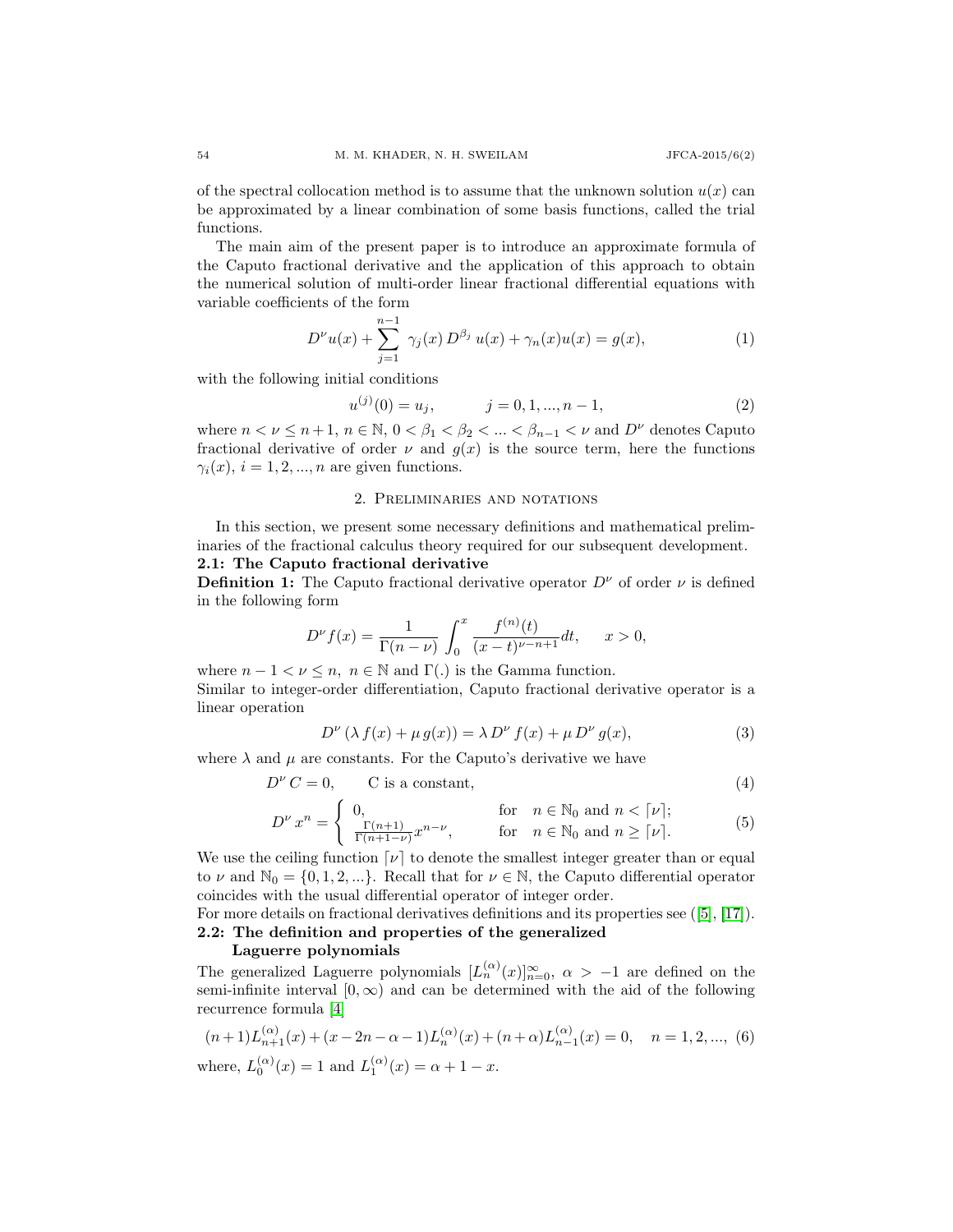of the spectral collocation method is to assume that the unknown solution $u(x)$ can be approximated by a linear combination of some basis functions, called the trial functions.

The main aim of the present paper is to introduce an approximate formula of the Caputo fractional derivative and the application of this approach to obtain the numerical solution of multi-order linear fractional differential equations with variable coefficients of the form

$$D^{\nu}u(x) + \sum_{j=1}^{n-1} \gamma_j(x)\, D^{\beta_j}\, u(x) + \gamma_n(x)u(x) = g(x), \tag{1}$$

with the following initial conditions

$$u^{(j)}(0) = u_j, \qquad j = 0, 1, ..., n-1, \tag{2}$$

where $n < \nu \leq n+1$, $n \in \mathbb{N}$, $0 < \beta_1 < \beta_2 < ... < \beta_{n-1} < \nu$ and $D^{\nu}$ denotes Caputo fractional derivative of order $\nu$ and $g(x)$ is the source term, here the functions $\gamma_i(x)$, $i = 1, 2, ..., n$ are given functions.

## 2. Preliminaries and notations

In this section, we present some necessary definitions and mathematical preliminaries of the fractional calculus theory required for our subsequent development.

**2.1: The Caputo fractional derivative**

**Definition 1:** The Caputo fractional derivative operator $D^{\nu}$ of order $\nu$ is defined in the following form

$$D^{\nu} f(x) = \frac{1}{\Gamma(n-\nu)} \int_0^x \frac{f^{(n)}(t)}{(x-t)^{\nu-n+1}} dt, \qquad x > 0,$$

where $n-1 < \nu \leq n$, $n \in \mathbb{N}$ and $\Gamma(.)$ is the Gamma function.

Similar to integer-order differentiation, Caputo fractional derivative operator is a linear operation

$$D^{\nu}\left(\lambda\, f(x) + \mu\, g(x)\right) = \lambda\, D^{\nu}\, f(x) + \mu\, D^{\nu}\, g(x), \tag{3}$$

where $\lambda$ and $\mu$ are constants. For the Caputo's derivative we have

$$D^{\nu}\, C = 0, \qquad \text{C is a constant}, \tag{4}$$

$$D^{\nu}\, x^n = \begin{cases} 0, & \text{for} \quad n \in \mathbb{N}_0 \text{ and } n < \lceil \nu \rceil; \\ \frac{\Gamma(n+1)}{\Gamma(n+1-\nu)} x^{n-\nu}, & \text{for} \quad n \in \mathbb{N}_0 \text{ and } n \geq \lceil \nu \rceil. \end{cases} \tag{5}$$

We use the ceiling function $\lceil \nu \rceil$ to denote the smallest integer greater than or equal to $\nu$ and $\mathbb{N}_0 = \{0, 1, 2, ...\}$. Recall that for $\nu \in \mathbb{N}$, the Caputo differential operator coincides with the usual differential operator of integer order.

For more details on fractional derivatives definitions and its properties see ([5], [17]).

**2.2: The definition and properties of the generalized Laguerre polynomials**

The generalized Laguerre polynomials $[L_n^{(\alpha)}(x)]_{n=0}^{\infty}$, $\alpha > -1$ are defined on the semi-infinite interval $[0, \infty)$ and can be determined with the aid of the following recurrence formula [4]

$$(n+1)L_{n+1}^{(\alpha)}(x) + (x - 2n - \alpha - 1)L_n^{(\alpha)}(x) + (n+\alpha)L_{n-1}^{(\alpha)}(x) = 0, \quad n = 1, 2, ..., \tag{6}$$

where, $L_0^{(\alpha)}(x) = 1$ and $L_1^{(\alpha)}(x) = \alpha + 1 - x$.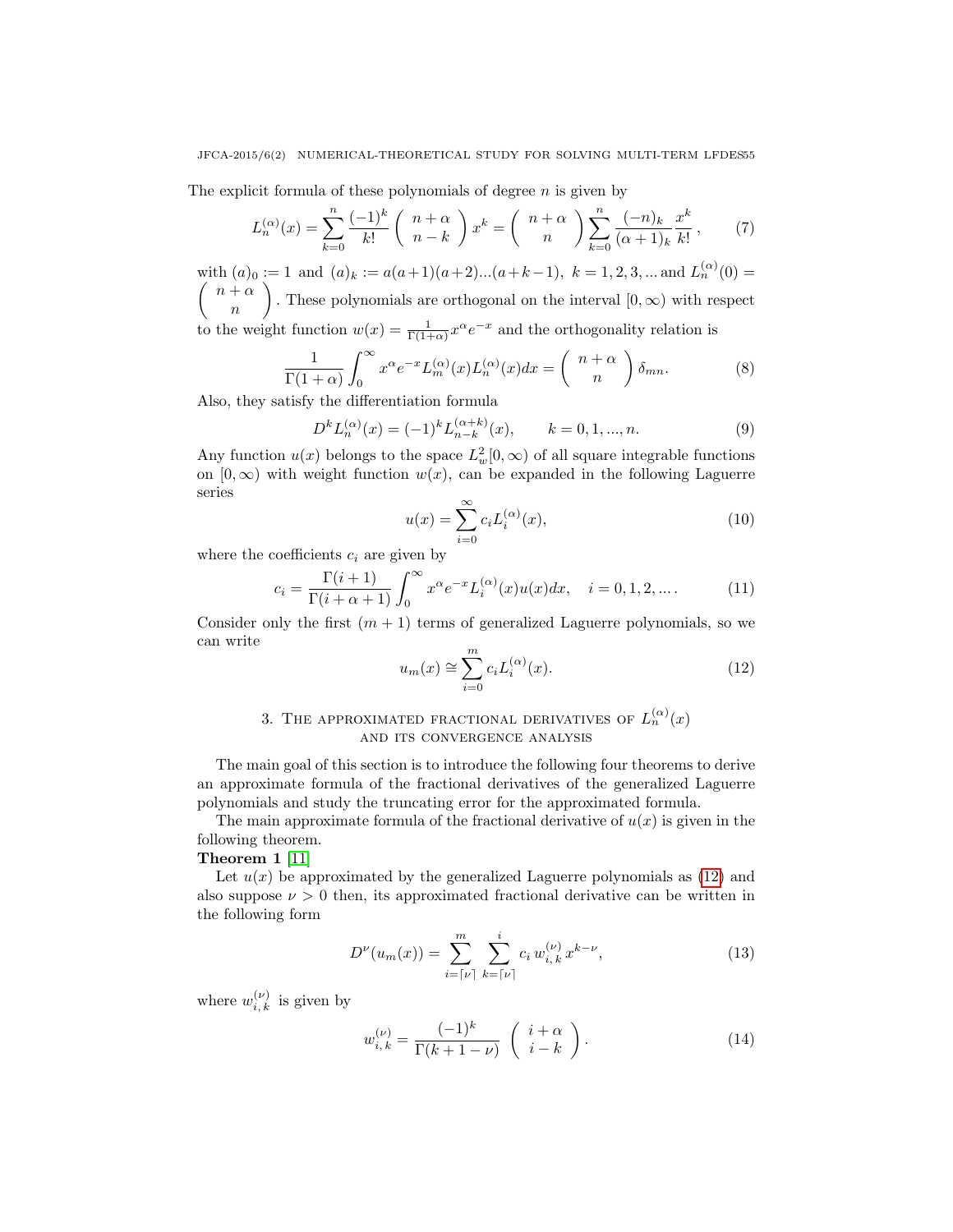The explicit formula of these polynomials of degree $n$ is given by

$$L_n^{(\alpha)}(x) = \sum_{k=0}^{n} \frac{(-1)^k}{k!} \binom{n+\alpha}{n-k} x^k = \binom{n+\alpha}{n} \sum_{k=0}^{n} \frac{(-n)_k}{(\alpha+1)_k} \frac{x^k}{k!}\,, \tag{7}$$

with $(a)_0 := 1$ and $(a)_k := a(a+1)(a+2)...(a+k-1)$, $k = 1, 2, 3, ...$ and $L_n^{(\alpha)}(0) = \binom{n+\alpha}{n}$. These polynomials are orthogonal on the interval $[0, \infty)$ with respect to the weight function $w(x) = \frac{1}{\Gamma(1+\alpha)} x^\alpha e^{-x}$ and the orthogonality relation is

$$\frac{1}{\Gamma(1+\alpha)} \int_0^\infty x^\alpha e^{-x} L_m^{(\alpha)}(x) L_n^{(\alpha)}(x) dx = \binom{n+\alpha}{n} \delta_{mn}. \tag{8}$$

Also, they satisfy the differentiation formula

$$D^k L_n^{(\alpha)}(x) = (-1)^k L_{n-k}^{(\alpha+k)}(x), \qquad k = 0, 1, ..., n. \tag{9}$$

Any function $u(x)$ belongs to the space $L_w^2[0, \infty)$ of all square integrable functions on $[0, \infty)$ with weight function $w(x)$, can be expanded in the following Laguerre series

$$u(x) = \sum_{i=0}^{\infty} c_i L_i^{(\alpha)}(x), \tag{10}$$

where the coefficients $c_i$ are given by

$$c_i = \frac{\Gamma(i+1)}{\Gamma(i+\alpha+1)} \int_0^\infty x^\alpha e^{-x} L_i^{(\alpha)}(x) u(x) dx, \quad i = 0, 1, 2, \dots. \tag{11}$$

Consider only the first $(m+1)$ terms of generalized Laguerre polynomials, so we can write

$$u_m(x) \cong \sum_{i=0}^{m} c_i L_i^{(\alpha)}(x). \tag{12}$$

## 3. The approximated fractional derivatives of $L_n^{(\alpha)}(x)$ and its convergence analysis

The main goal of this section is to introduce the following four theorems to derive an approximate formula of the fractional derivatives of the generalized Laguerre polynomials and study the truncating error for the approximated formula.

The main approximate formula of the fractional derivative of $u(x)$ is given in the following theorem.

**Theorem 1** [11]

Let $u(x)$ be approximated by the generalized Laguerre polynomials as (12) and also suppose $\nu > 0$ then, its approximated fractional derivative can be written in the following form

$$D^\nu(u_m(x)) = \sum_{i=\lceil \nu \rceil}^{m} \sum_{k=\lceil \nu \rceil}^{i} c_i\, w_{i,k}^{(\nu)}\, x^{k-\nu}, \tag{13}$$

where $w_{i,k}^{(\nu)}$ is given by

$$w_{i,k}^{(\nu)} = \frac{(-1)^k}{\Gamma(k+1-\nu)} \binom{i+\alpha}{i-k}. \tag{14}$$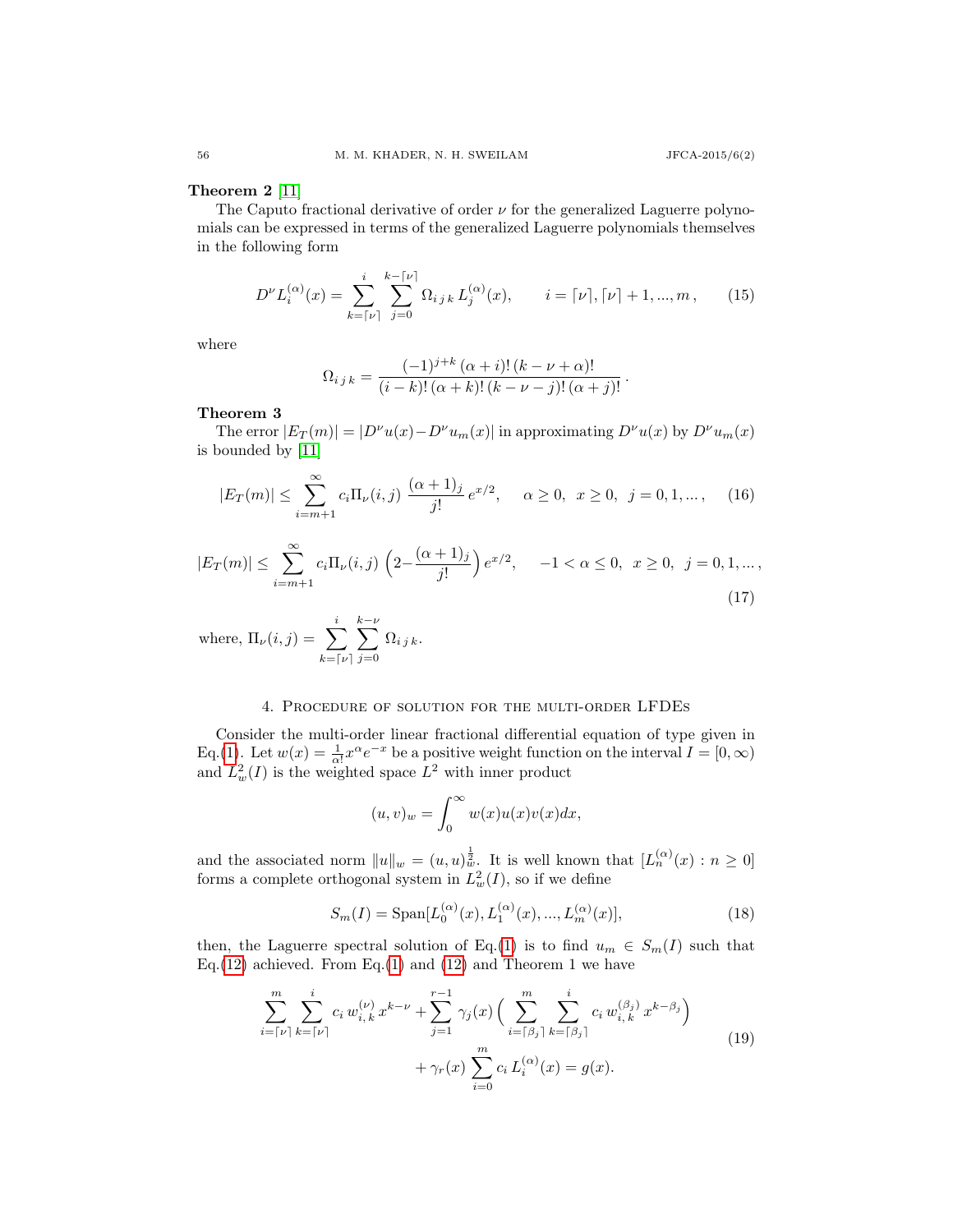**Theorem 2** [11]

The Caputo fractional derivative of order $\nu$ for the generalized Laguerre polynomials can be expressed in terms of the generalized Laguerre polynomials themselves in the following form

$$D^{\nu} L_i^{(\alpha)}(x) = \sum_{k=\lceil \nu \rceil}^{i} \sum_{j=0}^{k-\lceil \nu \rceil} \Omega_{i\,j\,k}\, L_j^{(\alpha)}(x), \qquad i = \lceil \nu \rceil, \lceil \nu \rceil + 1, ..., m\,, \tag{15}$$

where

$$\Omega_{i\,j\,k} = \frac{(-1)^{j+k}\,(\alpha+i)!\,(k-\nu+\alpha)!}{(i-k)!\,(\alpha+k)!\,(k-\nu-j)!\,(\alpha+j)!}\,.$$

**Theorem 3**

The error $|E_T(m)| = |D^{\nu} u(x) - D^{\nu} u_m(x)|$ in approximating $D^{\nu} u(x)$ by $D^{\nu} u_m(x)$ is bounded by [11]

$$|E_T(m)| \leq \sum_{i=m+1}^{\infty} c_i \Pi_{\nu}(i,j)\ \frac{(\alpha+1)_j}{j!}\, e^{x/2}, \qquad \alpha \geq 0,\ \ x \geq 0,\ \ j = 0, 1, ...\,, \tag{16}$$

$$|E_T(m)| \leq \sum_{i=m+1}^{\infty} c_i \Pi_{\nu}(i,j)\ \Big(2 - \frac{(\alpha+1)_j}{j!}\Big)\, e^{x/2}, \qquad -1 < \alpha \leq 0,\ \ x \geq 0,\ \ j = 0, 1, ...\,, \tag{17}$$

where, $\Pi_{\nu}(i,j) = \sum_{k=\lceil \nu \rceil}^{i} \sum_{j=0}^{k-\nu} \Omega_{i\,j\,k}$.

## 4. Procedure of solution for the multi-order LFDEs

Consider the multi-order linear fractional differential equation of type given in Eq.(1). Let $w(x) = \frac{1}{\alpha!} x^{\alpha} e^{-x}$ be a positive weight function on the interval $I = [0, \infty)$ and $L_w^2(I)$ is the weighted space $L^2$ with inner product

$$(u, v)_w = \int_0^{\infty} w(x) u(x) v(x) dx,$$

and the associated norm $\|u\|_w = (u, u)_w^{\frac{1}{2}}$. It is well known that $[L_n^{(\alpha)}(x) : n \geq 0]$ forms a complete orthogonal system in $L_w^2(I)$, so if we define

$$S_m(I) = \mathrm{Span}[L_0^{(\alpha)}(x), L_1^{(\alpha)}(x), ..., L_m^{(\alpha)}(x)], \tag{18}$$

then, the Laguerre spectral solution of Eq.(1) is to find $u_m \in S_m(I)$ such that Eq.(12) achieved. From Eq.(1) and (12) and Theorem 1 we have

$$\begin{aligned} \sum_{i=\lceil \nu \rceil}^{m} \sum_{k=\lceil \nu \rceil}^{i} c_i\, w_{i,\,k}^{(\nu)}\, x^{k-\nu} + \sum_{j=1}^{r-1} \gamma_j(x) \Big( \sum_{i=\lceil \beta_j \rceil}^{m} \sum_{k=\lceil \beta_j \rceil}^{i} c_i\, w_{i,\,k}^{(\beta_j)}\, x^{k-\beta_j} \Big) \\ + \gamma_r(x) \sum_{i=0}^{m} c_i\, L_i^{(\alpha)}(x) = g(x). \end{aligned} \tag{19}$$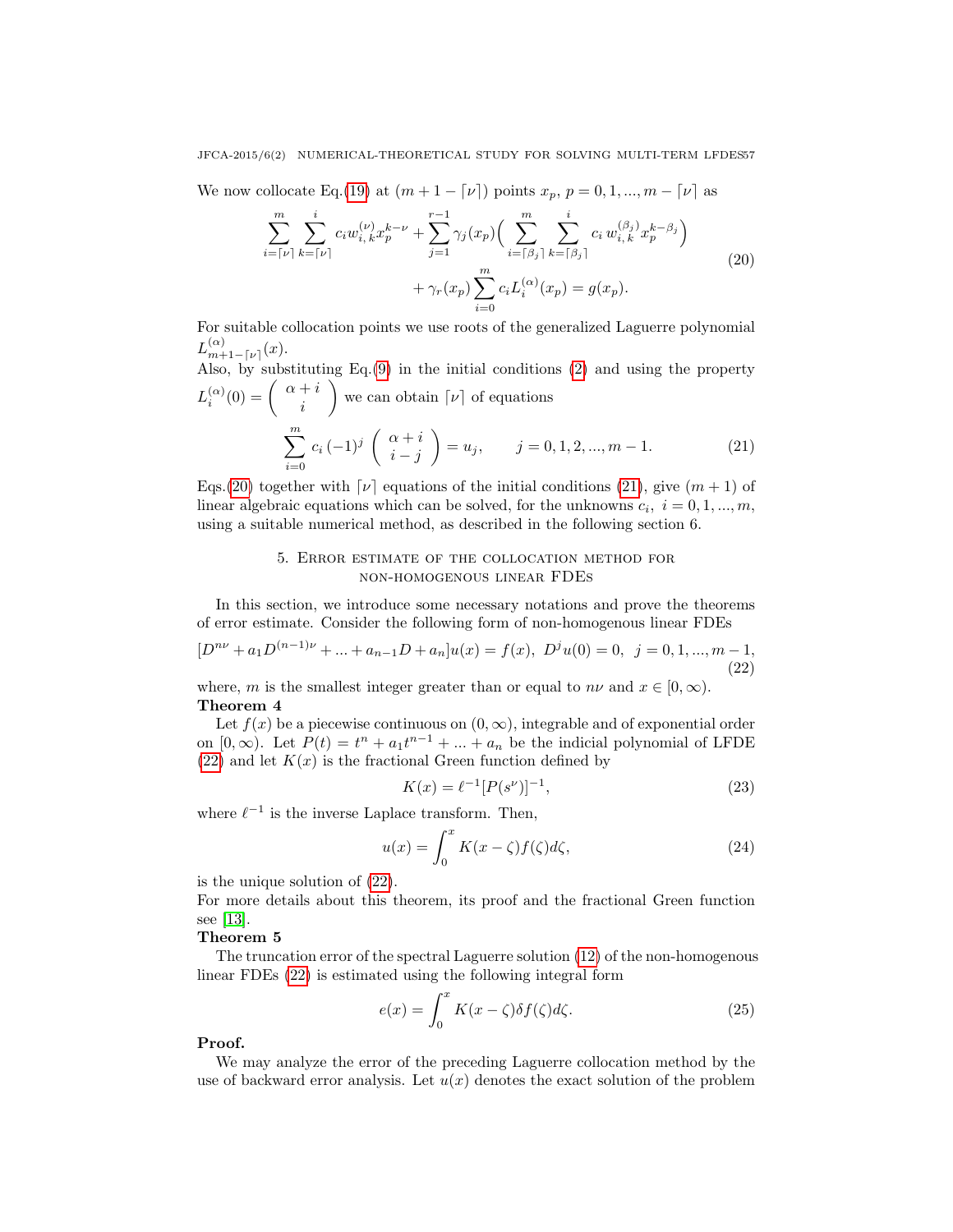We now collocate Eq.(19) at $(m+1-\lceil\nu\rceil)$ points $x_p$, $p=0,1,...,m-\lceil\nu\rceil$ as

$$
\sum_{i=\lceil\nu\rceil}^{m}\sum_{k=\lceil\nu\rceil}^{i} c_i w_{i,\,k}^{(\nu)} x_p^{k-\nu} + \sum_{j=1}^{r-1}\gamma_j(x_p)\Big(\sum_{i=\lceil\beta_j\rceil}^{m}\sum_{k=\lceil\beta_j\rceil}^{i} c_i\, w_{i,\,k}^{(\beta_j)} x_p^{k-\beta_j}\Big) + \gamma_r(x_p)\sum_{i=0}^{m} c_i L_i^{(\alpha)}(x_p) = g(x_p). \tag{20}
$$

For suitable collocation points we use roots of the generalized Laguerre polynomial $L_{m+1-\lceil\nu\rceil}^{(\alpha)}(x)$.
Also, by substituting Eq.(9) in the initial conditions (2) and using the property $L_i^{(\alpha)}(0) = \left(\begin{array}{c}\alpha+i\\ i\end{array}\right)$ we can obtain $\lceil\nu\rceil$ of equations

$$
\sum_{i=0}^{m} c_i\,(-1)^j \left(\begin{array}{c}\alpha+i\\ i-j\end{array}\right) = u_j, \qquad j=0,1,2,...,m-1. \tag{21}
$$

Eqs.(20) together with $\lceil\nu\rceil$ equations of the initial conditions (21), give $(m+1)$ of linear algebraic equations which can be solved, for the unknowns $c_i$, $i=0,1,...,m$, using a suitable numerical method, as described in the following section 6.

## 5. Error estimate of the collocation method for non-homogenous linear FDEs

In this section, we introduce some necessary notations and prove the theorems of error estimate. Consider the following form of non-homogenous linear FDEs

$$
[D^{n\nu} + a_1 D^{(n-1)\nu} + ... + a_{n-1}D + a_n]u(x) = f(x),\; D^j u(0) = 0,\;\; j=0,1,...,m-1, \tag{22}
$$

where, $m$ is the smallest integer greater than or equal to $n\nu$ and $x\in[0,\infty)$.

**Theorem 4**

Let $f(x)$ be a piecewise continuous on $(0,\infty)$, integrable and of exponential order on $[0,\infty)$. Let $P(t) = t^n + a_1 t^{n-1} + ... + a_n$ be the indicial polynomial of LFDE (22) and let $K(x)$ is the fractional Green function defined by

$$
K(x) = \ell^{-1}[P(s^\nu)]^{-1}, \tag{23}
$$

where $\ell^{-1}$ is the inverse Laplace transform. Then,

$$
u(x) = \int_0^x K(x-\zeta) f(\zeta) d\zeta, \tag{24}
$$

is the unique solution of (22).
For more details about this theorem, its proof and the fractional Green function see [13].

**Theorem 5**

The truncation error of the spectral Laguerre solution (12) of the non-homogenous linear FDEs (22) is estimated using the following integral form

$$
e(x) = \int_0^x K(x-\zeta)\delta f(\zeta) d\zeta. \tag{25}
$$

**Proof.**

We may analyze the error of the preceding Laguerre collocation method by the use of backward error analysis. Let $u(x)$ denotes the exact solution of the problem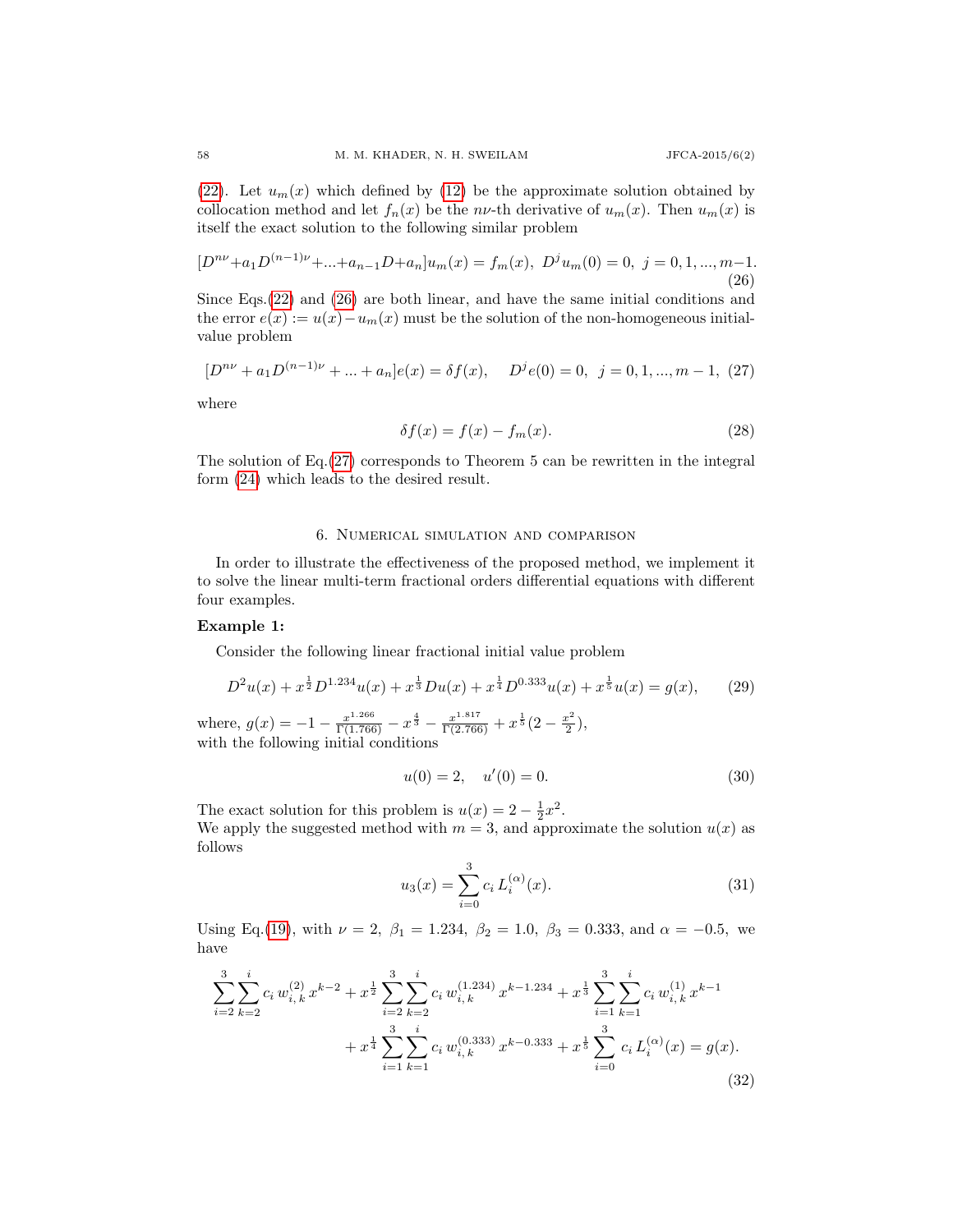(22). Let $u_m(x)$ which defined by (12) be the approximate solution obtained by collocation method and let $f_n(x)$ be the $n\nu$-th derivative of $u_m(x)$. Then $u_m(x)$ is itself the exact solution to the following similar problem

$$[D^{n\nu}+a_1 D^{(n-1)\nu}+...+a_{n-1}D+a_n]u_m(x) = f_m(x),\ D^j u_m(0) = 0,\ j = 0, 1, ..., m-1. \tag{26}$$

Since Eqs.(22) and (26) are both linear, and have the same initial conditions and the error $e(x) := u(x)-u_m(x)$ must be the solution of the non-homogeneous initial-value problem

$$[D^{n\nu} + a_1 D^{(n-1)\nu} + ... + a_n]e(x) = \delta f(x), \quad D^j e(0) = 0,\ j = 0, 1, ..., m-1, \tag{27}$$

where

$$\delta f(x) = f(x) - f_m(x). \tag{28}$$

The solution of Eq.(27) corresponds to Theorem 5 can be rewritten in the integral form (24) which leads to the desired result.

## 6. Numerical simulation and comparison

In order to illustrate the effectiveness of the proposed method, we implement it to solve the linear multi-term fractional orders differential equations with different four examples.

**Example 1:**

Consider the following linear fractional initial value problem

$$D^2u(x) + x^{\frac{1}{2}} D^{1.234}u(x) + x^{\frac{1}{3}} Du(x) + x^{\frac{1}{4}} D^{0.333}u(x) + x^{\frac{1}{5}} u(x) = g(x), \tag{29}$$

where, $g(x) = -1 - \frac{x^{1.266}}{\Gamma(1.766)} - x^{\frac{4}{3}} - \frac{x^{1.817}}{\Gamma(2.766)} + x^{\frac{1}{5}}(2 - \frac{x^2}{2})$,
with the following initial conditions

$$u(0) = 2, \quad u'(0) = 0. \tag{30}$$

The exact solution for this problem is $u(x) = 2 - \frac{1}{2}x^2$.
We apply the suggested method with $m = 3$, and approximate the solution $u(x)$ as follows

$$u_3(x) = \sum_{i=0}^{3} c_i\, L_i^{(\alpha)}(x). \tag{31}$$

Using Eq.(19), with $\nu = 2$, $\beta_1 = 1.234$, $\beta_2 = 1.0$, $\beta_3 = 0.333$, and $\alpha = -0.5$, we have

$$\sum_{i=2}^{3}\sum_{k=2}^{i} c_i\, w_{i,\,k}^{(2)}\, x^{k-2} + x^{\frac{1}{2}} \sum_{i=2}^{3}\sum_{k=2}^{i} c_i\, w_{i,\,k}^{(1.234)}\, x^{k-1.234} + x^{\frac{1}{3}} \sum_{i=1}^{3}\sum_{k=1}^{i} c_i\, w_{i,\,k}^{(1)}\, x^{k-1}$$
$$+ x^{\frac{1}{4}} \sum_{i=1}^{3}\sum_{k=1}^{i} c_i\, w_{i,\,k}^{(0.333)}\, x^{k-0.333} + x^{\frac{1}{5}} \sum_{i=0}^{3} c_i\, L_i^{(\alpha)}(x) = g(x). \tag{32}$$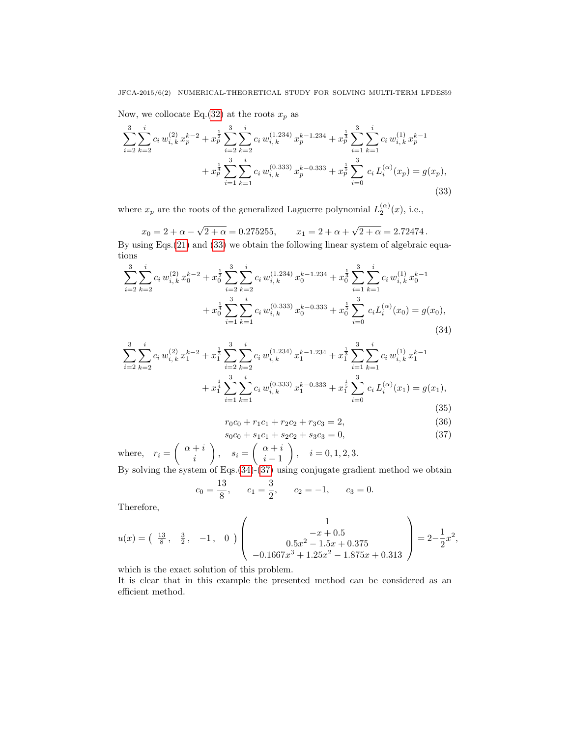Now, we collocate Eq.(32) at the roots $x_p$ as

$$\sum_{i=2}^{3}\sum_{k=2}^{i} c_i\, w_{i,\,k}^{(2)}\, x_p^{k-2} + x_p^{\frac{1}{2}} \sum_{i=2}^{3}\sum_{k=2}^{i} c_i\, w_{i,\,k}^{(1.234)}\, x_p^{k-1.234} + x_p^{\frac{1}{3}} \sum_{i=1}^{3}\sum_{k=1}^{i} c_i\, w_{i,\,k}^{(1)}\, x_p^{k-1}$$
$$+ x_p^{\frac{1}{4}} \sum_{i=1}^{3}\sum_{k=1}^{i} c_i\, w_{i,\,k}^{(0.333)}\, x_p^{k-0.333} + x_p^{\frac{1}{5}} \sum_{i=0}^{3} c_i\, L_i^{(\alpha)}(x_p) = g(x_p), \tag{33}$$

where $x_p$ are the roots of the generalized Laguerre polynomial $L_2^{(\alpha)}(x)$, i.e.,

$$x_0 = 2 + \alpha - \sqrt{2+\alpha} = 0.275255, \qquad x_1 = 2 + \alpha + \sqrt{2+\alpha} = 2.72474\,.$$

By using Eqs.(21) and (33) we obtain the following linear system of algebraic equations

$$\sum_{i=2}^{3}\sum_{k=2}^{i} c_i\, w_{i,\,k}^{(2)}\, x_0^{k-2} + x_0^{\frac{1}{2}} \sum_{i=2}^{3}\sum_{k=2}^{i} c_i\, w_{i,\,k}^{(1.234)}\, x_0^{k-1.234} + x_0^{\frac{1}{3}} \sum_{i=1}^{3}\sum_{k=1}^{i} c_i\, w_{i,\,k}^{(1)}\, x_0^{k-1}$$
$$+ x_0^{\frac{1}{4}} \sum_{i=1}^{3}\sum_{k=1}^{i} c_i\, w_{i,\,k}^{(0.333)}\, x_0^{k-0.333} + x_0^{\frac{1}{5}} \sum_{i=0}^{3} c_i L_i^{(\alpha)}(x_0) = g(x_0), \tag{34}$$

$$\sum_{i=2}^{3}\sum_{k=2}^{i} c_i\, w_{i,\,k}^{(2)}\, x_1^{k-2} + x_1^{\frac{1}{2}} \sum_{i=2}^{3}\sum_{k=2}^{i} c_i\, w_{i,\,k}^{(1.234)}\, x_1^{k-1.234} + x_1^{\frac{1}{3}} \sum_{i=1}^{3}\sum_{k=1}^{i} c_i\, w_{i,\,k}^{(1)}\, x_1^{k-1}$$
$$+ x_1^{\frac{1}{4}} \sum_{i=1}^{3}\sum_{k=1}^{i} c_i\, w_{i,\,k}^{(0.333)}\, x_1^{k-0.333} + x_1^{\frac{1}{5}} \sum_{i=0}^{3} c_i\, L_i^{(\alpha)}(x_1) = g(x_1), \tag{35}$$

$$r_0 c_0 + r_1 c_1 + r_2 c_2 + r_3 c_3 = 2, \tag{36}$$

$$s_0 c_0 + s_1 c_1 + s_2 c_2 + s_3 c_3 = 0, \tag{37}$$

where, $r_i = \begin{pmatrix} \alpha + i \\ i \end{pmatrix}, \quad s_i = \begin{pmatrix} \alpha + i \\ i-1 \end{pmatrix}, \quad i = 0, 1, 2, 3.$

By solving the system of Eqs.(34)-(37) using conjugate gradient method we obtain

$$c_0 = \frac{13}{8}, \qquad c_1 = \frac{3}{2}, \qquad c_2 = -1, \qquad c_3 = 0.$$

Therefore,

$$u(x) = \begin{pmatrix} \frac{13}{8}, & \frac{3}{2}, & -1, & 0 \end{pmatrix} \begin{pmatrix} 1 \\ -x + 0.5 \\ 0.5x^2 - 1.5x + 0.375 \\ -0.1667x^3 + 1.25x^2 - 1.875x + 0.313 \end{pmatrix} = 2 - \frac{1}{2}x^2,$$

which is the exact solution of this problem.

It is clear that in this example the presented method can be considered as an efficient method.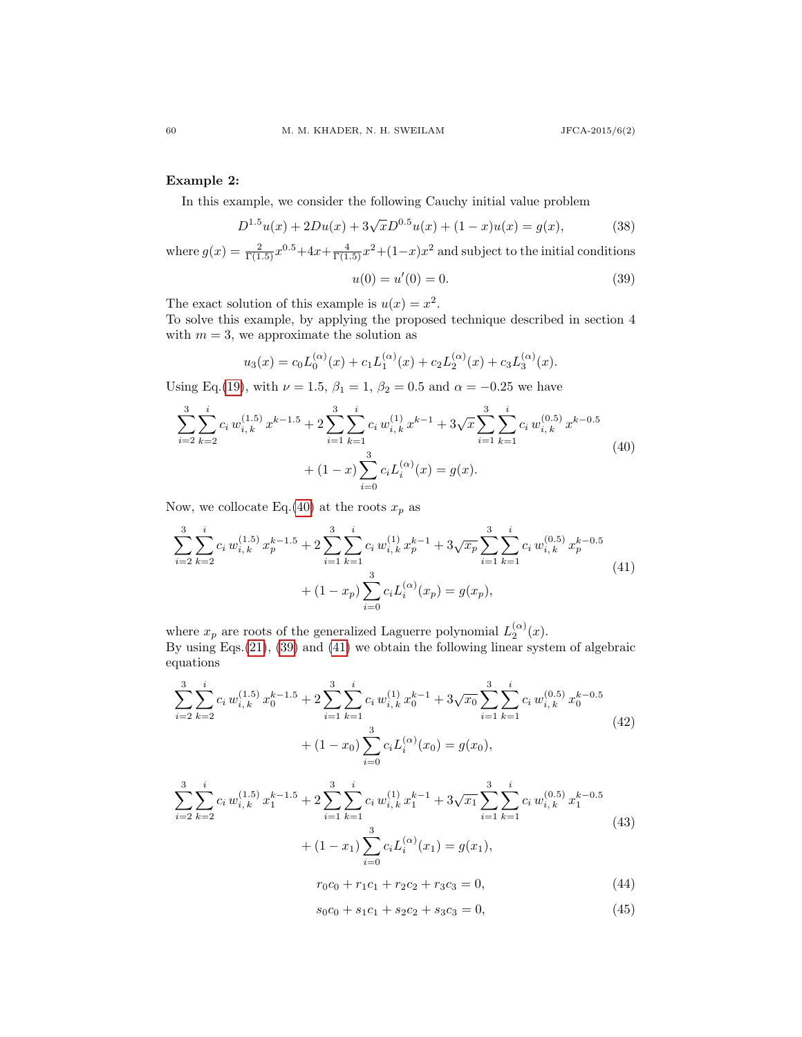**Example 2:**

In this example, we consider the following Cauchy initial value problem

$$D^{1.5}u(x) + 2Du(x) + 3\sqrt{x}D^{0.5}u(x) + (1-x)u(x) = g(x), \tag{38}$$

where $g(x) = \frac{2}{\Gamma(1.5)}x^{0.5} + 4x + \frac{4}{\Gamma(1.5)}x^2 + (1-x)x^2$ and subject to the initial conditions

$$u(0) = u'(0) = 0. \tag{39}$$

The exact solution of this example is $u(x) = x^2$.
To solve this example, by applying the proposed technique described in section 4 with $m = 3$, we approximate the solution as

$$u_3(x) = c_0 L_0^{(\alpha)}(x) + c_1 L_1^{(\alpha)}(x) + c_2 L_2^{(\alpha)}(x) + c_3 L_3^{(\alpha)}(x).$$

Using Eq.(19), with $\nu = 1.5$, $\beta_1 = 1$, $\beta_2 = 0.5$ and $\alpha = -0.25$ we have

$$\sum_{i=2}^{3}\sum_{k=2}^{i} c_i\, w_{i,\,k}^{(1.5)}\, x^{k-1.5} + 2\sum_{i=1}^{3}\sum_{k=1}^{i} c_i\, w_{i,\,k}^{(1)}\, x^{k-1} + 3\sqrt{x}\sum_{i=1}^{3}\sum_{k=1}^{i} c_i\, w_{i,\,k}^{(0.5)}\, x^{k-0.5} + (1-x)\sum_{i=0}^{3} c_i L_i^{(\alpha)}(x) = g(x). \tag{40}$$

Now, we collocate Eq.(40) at the roots $x_p$ as

$$\sum_{i=2}^{3}\sum_{k=2}^{i} c_i\, w_{i,\,k}^{(1.5)}\, x_p^{k-1.5} + 2\sum_{i=1}^{3}\sum_{k=1}^{i} c_i\, w_{i,\,k}^{(1)}\, x_p^{k-1} + 3\sqrt{x_p}\sum_{i=1}^{3}\sum_{k=1}^{i} c_i\, w_{i,\,k}^{(0.5)}\, x_p^{k-0.5} + (1-x_p)\sum_{i=0}^{3} c_i L_i^{(\alpha)}(x_p) = g(x_p), \tag{41}$$

where $x_p$ are roots of the generalized Laguerre polynomial $L_2^{(\alpha)}(x)$.
By using Eqs.(21), (39) and (41) we obtain the following linear system of algebraic equations

$$\sum_{i=2}^{3}\sum_{k=2}^{i} c_i\, w_{i,\,k}^{(1.5)}\, x_0^{k-1.5} + 2\sum_{i=1}^{3}\sum_{k=1}^{i} c_i\, w_{i,\,k}^{(1)}\, x_0^{k-1} + 3\sqrt{x_0}\sum_{i=1}^{3}\sum_{k=1}^{i} c_i\, w_{i,\,k}^{(0.5)}\, x_0^{k-0.5} + (1-x_0)\sum_{i=0}^{3} c_i L_i^{(\alpha)}(x_0) = g(x_0), \tag{42}$$

$$\sum_{i=2}^{3}\sum_{k=2}^{i} c_i\, w_{i,\,k}^{(1.5)}\, x_1^{k-1.5} + 2\sum_{i=1}^{3}\sum_{k=1}^{i} c_i\, w_{i,\,k}^{(1)}\, x_1^{k-1} + 3\sqrt{x_1}\sum_{i=1}^{3}\sum_{k=1}^{i} c_i\, w_{i,\,k}^{(0.5)}\, x_1^{k-0.5} + (1-x_1)\sum_{i=0}^{3} c_i L_i^{(\alpha)}(x_1) = g(x_1), \tag{43}$$

$$r_0c_0 + r_1c_1 + r_2c_2 + r_3c_3 = 0, \tag{44}$$

$$s_0c_0 + s_1c_1 + s_2c_2 + s_3c_3 = 0, \tag{45}$$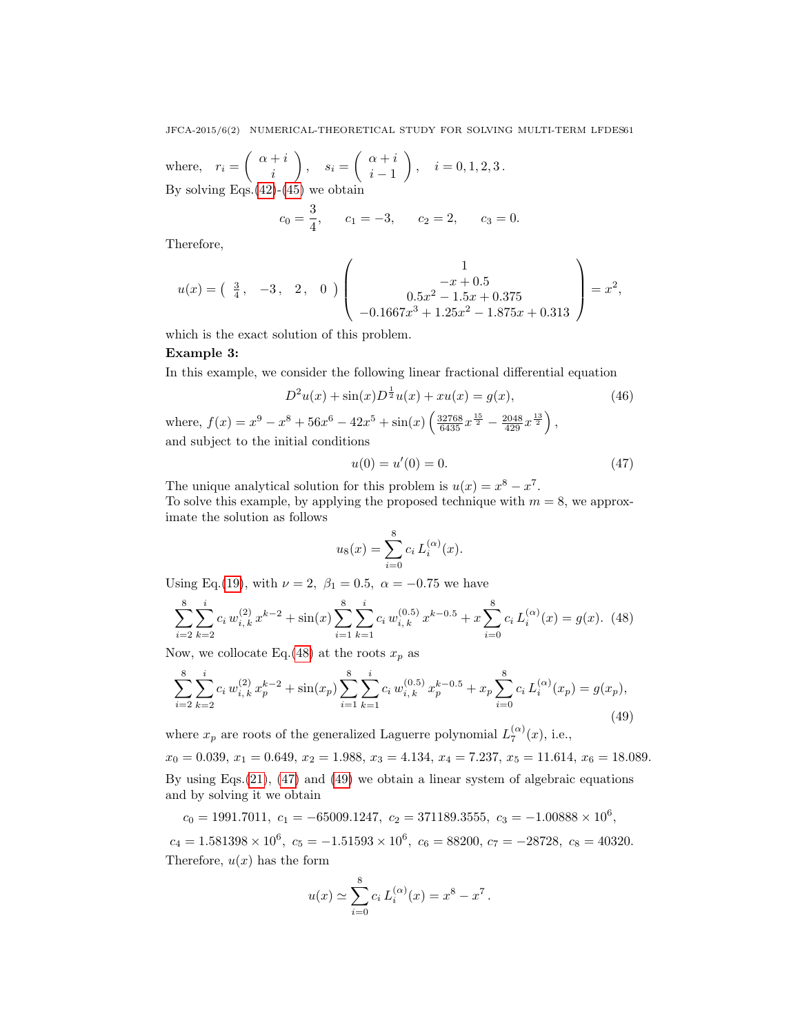where, $r_i = \left( \begin{array}{c} \alpha + i \\ i \end{array} \right)$, $s_i = \left( \begin{array}{c} \alpha + i \\ i - 1 \end{array} \right)$, $i = 0, 1, 2, 3$.
By solving Eqs.(42)-(45) we obtain

$$c_0 = \frac{3}{4}, \qquad c_1 = -3, \qquad c_2 = 2, \qquad c_3 = 0.$$

Therefore,

$$u(x) = \left( \begin{array}{cccc} \frac{3}{4}, & -3, & 2, & 0 \end{array} \right) \left( \begin{array}{c} 1 \\ -x + 0.5 \\ 0.5x^2 - 1.5x + 0.375 \\ -0.1667x^3 + 1.25x^2 - 1.875x + 0.313 \end{array} \right) = x^2,$$

which is the exact solution of this problem.

**Example 3:**

In this example, we consider the following linear fractional differential equation

$$D^2 u(x) + \sin(x) D^{\frac{1}{2}} u(x) + x u(x) = g(x), \tag{46}$$

where, $f(x) = x^9 - x^8 + 56x^6 - 42x^5 + \sin(x) \left( \frac{32768}{6435} x^{\frac{15}{2}} - \frac{2048}{429} x^{\frac{13}{2}} \right)$,
and subject to the initial conditions

$$u(0) = u'(0) = 0. \tag{47}$$

The unique analytical solution for this problem is $u(x) = x^8 - x^7$.
To solve this example, by applying the proposed technique with $m = 8$, we approximate the solution as follows

$$u_8(x) = \sum_{i=0}^{8} c_i \, L_i^{(\alpha)}(x).$$

Using Eq.(19), with $\nu = 2$, $\beta_1 = 0.5$, $\alpha = -0.75$ we have

$$\sum_{i=2}^{8} \sum_{k=2}^{i} c_i \, w_{i,\,k}^{(2)} \, x^{k-2} + \sin(x) \sum_{i=1}^{8} \sum_{k=1}^{i} c_i \, w_{i,\,k}^{(0.5)} \, x^{k-0.5} + x \sum_{i=0}^{8} c_i \, L_i^{(\alpha)}(x) = g(x). \tag{48}$$

Now, we collocate Eq.(48) at the roots $x_p$ as

$$\sum_{i=2}^{8} \sum_{k=2}^{i} c_i \, w_{i,\,k}^{(2)} \, x_p^{k-2} + \sin(x_p) \sum_{i=1}^{8} \sum_{k=1}^{i} c_i \, w_{i,\,k}^{(0.5)} \, x_p^{k-0.5} + x_p \sum_{i=0}^{8} c_i \, L_i^{(\alpha)}(x_p) = g(x_p), \tag{49}$$

where $x_p$ are roots of the generalized Laguerre polynomial $L_7^{(\alpha)}(x)$, i.e.,

$x_0 = 0.039$, $x_1 = 0.649$, $x_2 = 1.988$, $x_3 = 4.134$, $x_4 = 7.237$, $x_5 = 11.614$, $x_6 = 18.089$.

By using Eqs.(21), (47) and (49) we obtain a linear system of algebraic equations and by solving it we obtain

$c_0 = 1991.7011$, $c_1 = -65009.1247$, $c_2 = 371189.3555$, $c_3 = -1.00888 \times 10^6$,

$c_4 = 1.581398 \times 10^6$, $c_5 = -1.51593 \times 10^6$, $c_6 = 88200$, $c_7 = -28728$, $c_8 = 40320$.

Therefore, $u(x)$ has the form

$$u(x) \simeq \sum_{i=0}^{8} c_i \, L_i^{(\alpha)}(x) = x^8 - x^7 \, .$$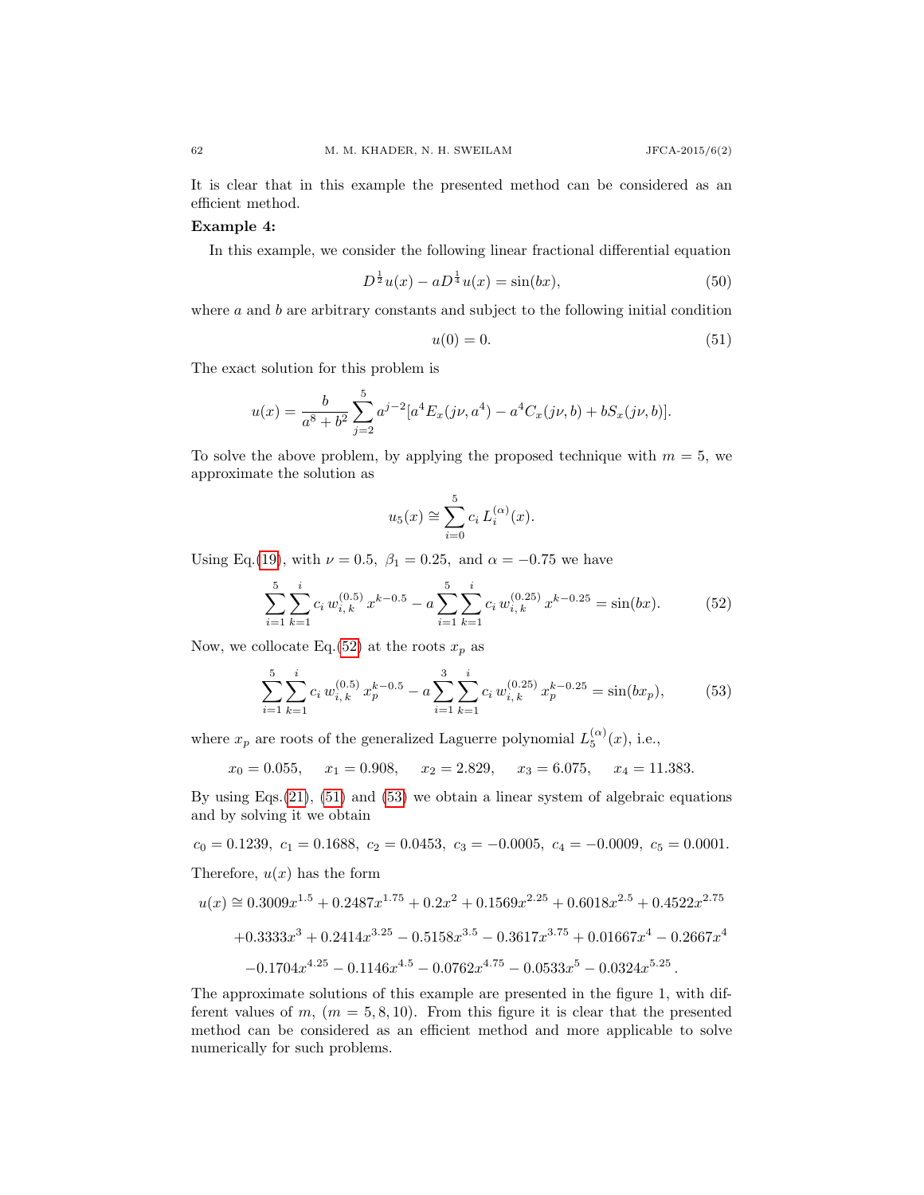It is clear that in this example the presented method can be considered as an efficient method.

**Example 4:**

In this example, we consider the following linear fractional differential equation

$$D^{\frac{1}{2}}u(x) - aD^{\frac{1}{4}}u(x) = \sin(bx), \tag{50}$$

where $a$ and $b$ are arbitrary constants and subject to the following initial condition

$$u(0) = 0. \tag{51}$$

The exact solution for this problem is

$$u(x) = \frac{b}{a^8 + b^2}\sum_{j=2}^{5} a^{j-2}[a^4 E_x(j\nu, a^4) - a^4 C_x(j\nu, b) + bS_x(j\nu, b)].$$

To solve the above problem, by applying the proposed technique with $m = 5$, we approximate the solution as

$$u_5(x) \cong \sum_{i=0}^{5} c_i\, L_i^{(\alpha)}(x).$$

Using Eq.(19), with $\nu = 0.5,\ \beta_1 = 0.25,$ and $\alpha = -0.75$ we have

$$\sum_{i=1}^{5}\sum_{k=1}^{i} c_i\, w_{i,\,k}^{(0.5)}\, x^{k-0.5} - a\sum_{i=1}^{5}\sum_{k=1}^{i} c_i\, w_{i,\,k}^{(0.25)}\, x^{k-0.25} = \sin(bx). \tag{52}$$

Now, we collocate Eq.(52) at the roots $x_p$ as

$$\sum_{i=1}^{5}\sum_{k=1}^{i} c_i\, w_{i,\,k}^{(0.5)}\, x_p^{k-0.5} - a\sum_{i=1}^{3}\sum_{k=1}^{i} c_i\, w_{i,\,k}^{(0.25)}\, x_p^{k-0.25} = \sin(bx_p), \tag{53}$$

where $x_p$ are roots of the generalized Laguerre polynomial $L_5^{(\alpha)}(x)$, i.e.,

$$x_0 = 0.055, \quad x_1 = 0.908, \quad x_2 = 2.829, \quad x_3 = 6.075, \quad x_4 = 11.383.$$

By using Eqs.(21), (51) and (53) we obtain a linear system of algebraic equations and by solving it we obtain

$$c_0 = 0.1239,\ c_1 = 0.1688,\ c_2 = 0.0453,\ c_3 = -0.0005,\ c_4 = -0.0009,\ c_5 = 0.0001.$$

Therefore, $u(x)$ has the form

$$\begin{aligned} u(x) \cong\ & 0.3009x^{1.5} + 0.2487x^{1.75} + 0.2x^2 + 0.1569x^{2.25} + 0.6018x^{2.5} + 0.4522x^{2.75} \\ & + 0.3333x^3 + 0.2414x^{3.25} - 0.5158x^{3.5} - 0.3617x^{3.75} + 0.01667x^4 - 0.2667x^4 \\ & - 0.1704x^{4.25} - 0.1146x^{4.5} - 0.0762x^{4.75} - 0.0533x^5 - 0.0324x^{5.25}\,. \end{aligned}$$

The approximate solutions of this example are presented in the figure 1, with different values of $m$, $(m = 5, 8, 10)$. From this figure it is clear that the presented method can be considered as an efficient method and more applicable to solve numerically for such problems.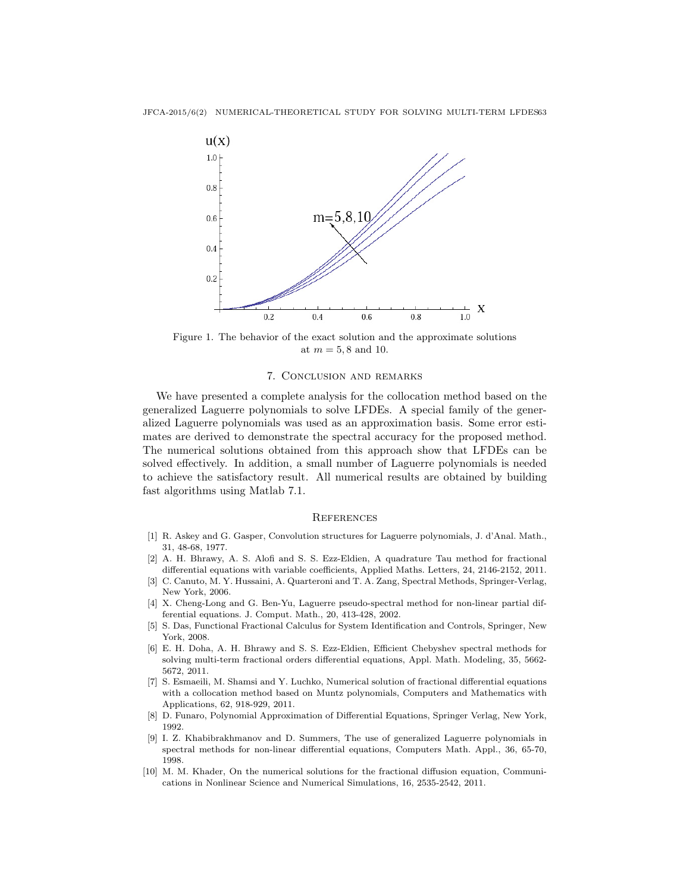Figure 1. The behavior of the exact solution and the approximate solutions at $m = 5, 8$ and $10$.

## 7. Conclusion and remarks

We have presented a complete analysis for the collocation method based on the generalized Laguerre polynomials to solve LFDEs. A special family of the generalized Laguerre polynomials was used as an approximation basis. Some error estimates are derived to demonstrate the spectral accuracy for the proposed method. The numerical solutions obtained from this approach show that LFDEs can be solved effectively. In addition, a small number of Laguerre polynomials is needed to achieve the satisfactory result. All numerical results are obtained by building fast algorithms using Matlab 7.1.

## References

[1] R. Askey and G. Gasper, Convolution structures for Laguerre polynomials, J. d'Anal. Math., 31, 48-68, 1977.

[2] A. H. Bhrawy, A. S. Alofi and S. S. Ezz-Eldien, A quadrature Tau method for fractional differential equations with variable coefficients, Applied Maths. Letters, 24, 2146-2152, 2011.

[3] C. Canuto, M. Y. Hussaini, A. Quarteroni and T. A. Zang, Spectral Methods, Springer-Verlag, New York, 2006.

[4] X. Cheng-Long and G. Ben-Yu, Laguerre pseudo-spectral method for non-linear partial differential equations. J. Comput. Math., 20, 413-428, 2002.

[5] S. Das, Functional Fractional Calculus for System Identification and Controls, Springer, New York, 2008.

[6] E. H. Doha, A. H. Bhrawy and S. S. Ezz-Eldien, Efficient Chebyshev spectral methods for solving multi-term fractional orders differential equations, Appl. Math. Modeling, 35, 5662-5672, 2011.

[7] S. Esmaeili, M. Shamsi and Y. Luchko, Numerical solution of fractional differential equations with a collocation method based on Muntz polynomials, Computers and Mathematics with Applications, 62, 918-929, 2011.

[8] D. Funaro, Polynomial Approximation of Differential Equations, Springer Verlag, New York, 1992.

[9] I. Z. Khabibrakhmanov and D. Summers, The use of generalized Laguerre polynomials in spectral methods for non-linear differential equations, Computers Math. Appl., 36, 65-70, 1998.

[10] M. M. Khader, On the numerical solutions for the fractional diffusion equation, Communications in Nonlinear Science and Numerical Simulations, 16, 2535-2542, 2011.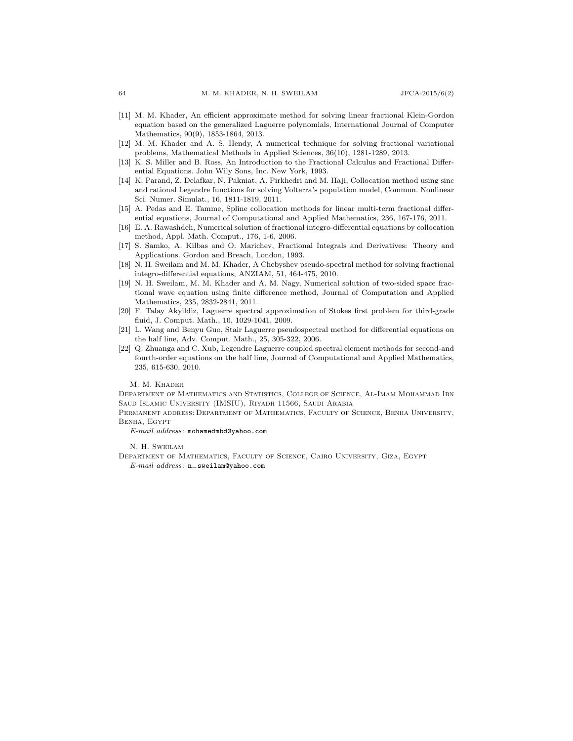[11] M. M. Khader, An efficient approximate method for solving linear fractional Klein-Gordon equation based on the generalized Laguerre polynomials, International Journal of Computer Mathematics, 90(9), 1853-1864, 2013.

[12] M. M. Khader and A. S. Hendy, A numerical technique for solving fractional variational problems, Mathematical Methods in Applied Sciences, 36(10), 1281-1289, 2013.

[13] K. S. Miller and B. Ross, An Introduction to the Fractional Calculus and Fractional Differential Equations. John Wily Sons, Inc. New York, 1993.

[14] K. Parand, Z. Delafkar, N. Pakniat, A. Pirkhedri and M. Haji, Collocation method using sinc and rational Legendre functions for solving Volterra's population model, Commun. Nonlinear Sci. Numer. Simulat., 16, 1811-1819, 2011.

[15] A. Pedas and E. Tamme, Spline collocation methods for linear multi-term fractional differential equations, Journal of Computational and Applied Mathematics, 236, 167-176, 2011.

[16] E. A. Rawashdeh, Numerical solution of fractional integro-differential equations by collocation method, Appl. Math. Comput., 176, 1-6, 2006.

[17] S. Samko, A. Kilbas and O. Marichev, Fractional Integrals and Derivatives: Theory and Applications. Gordon and Breach, London, 1993.

[18] N. H. Sweilam and M. M. Khader, A Chebyshev pseudo-spectral method for solving fractional integro-differential equations, ANZIAM, 51, 464-475, 2010.

[19] N. H. Sweilam, M. M. Khader and A. M. Nagy, Numerical solution of two-sided space fractional wave equation using finite difference method, Journal of Computation and Applied Mathematics, 235, 2832-2841, 2011.

[20] F. Talay Akyildiz, Laguerre spectral approximation of Stokes first problem for third-grade fluid, J. Comput. Math., 10, 1029-1041, 2009.

[21] L. Wang and Benyu Guo, Stair Laguerre pseudospectral method for differential equations on the half line, Adv. Comput. Math., 25, 305-322, 2006.

[22] Q. Zhuanga and C. Xub, Legendre Laguerre coupled spectral element methods for second-and fourth-order equations on the half line, Journal of Computational and Applied Mathematics, 235, 615-630, 2010.

M. M. Khader

Department of Mathematics and Statistics, College of Science, Al-Imam Mohammad Ibn Saud Islamic University (IMSIU), Riyadh 11566, Saudi Arabia

Permanent address: Department of Mathematics, Faculty of Science, Benha University, Benha, Egypt

*E-mail address*: mohamedmbd@yahoo.com

N. H. Sweilam

Department of Mathematics, Faculty of Science, Cairo University, Giza, Egypt

*E-mail address*: n_sweilam@yahoo.com